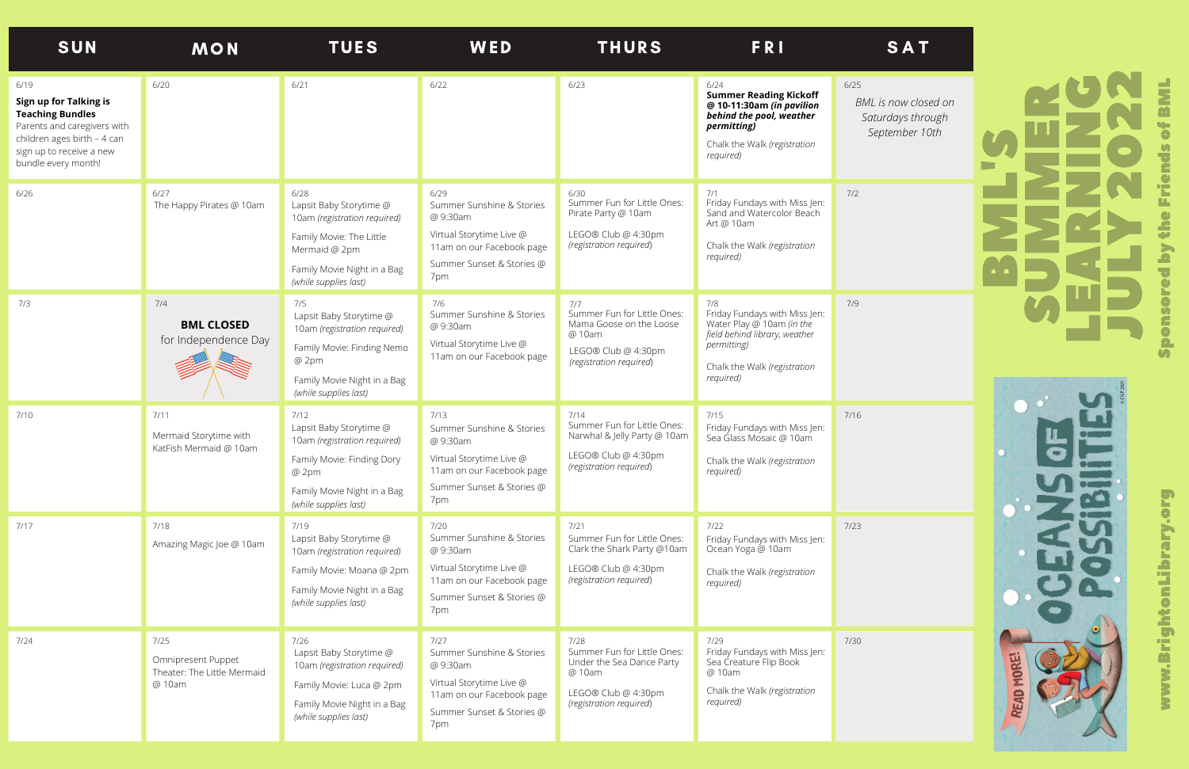# BML'S SUMMER LEARNING JULY 2022

Sponsored by the Friends of BML

www.BrightonLibrary.org

| SUN | MON | TUES | WED | THURS | FRI | SAT |
|---|---|---|---|---|---|---|
| 6/19 **Sign up for Talking is Teaching Bundles** Parents and caregivers with children ages birth – 4 can sign up to receive a new bundle every month! | 6/20 | 6/21 | 6/22 | 6/23 | 6/24 **Summer Reading Kickoff @ 10-11:30am *(in pavilion behind the pool, weather permitting)*** Chalk the Walk *(registration required)* | 6/25 *BML is now closed on Saturdays through September 10th* |
| 6/26 | 6/27 The Happy Pirates @ 10am | 6/28 Lapsit Baby Storytime @ 10am *(registration required)* Family Movie: The Little Mermaid @ 2pm Family Movie Night in a Bag *(while supplies last)* | 6/29 Summer Sunshine & Stories @ 9:30am Virtual Storytime Live @ 11am on our Facebook page Summer Sunset & Stories @ 7pm | 6/30 Summer Fun for Little Ones: Pirate Party @ 10am LEGO® Club @ 4:30pm *(registration required)* | 7/1 Friday Fundays with Miss Jen: Sand and Watercolor Beach Art @ 10am Chalk the Walk *(registration required)* | 7/2 |
| 7/3 | 7/4 **BML CLOSED** for Independence Day | 7/5 Lapsit Baby Storytime @ 10am *(registration required)* Family Movie: Finding Nemo @ 2pm Family Movie Night in a Bag *(while supplies last)* | 7/6 Summer Sunshine & Stories @ 9:30am Virtual Storytime Live @ 11am on our Facebook page | 7/7 Summer Fun for Little Ones: Mama Goose on the Loose @ 10am LEGO® Club @ 4:30pm *(registration required)* | 7/8 Friday Fundays with Miss Jen: Water Play @ 10am *(in the field behind library, weather permitting)* Chalk the Walk *(registration required)* | 7/9 |
| 7/10 | 7/11 Mermaid Storytime with KatFish Mermaid @ 10am | 7/12 Lapsit Baby Storytime @ 10am *(registration required)* Family Movie: Finding Dory @ 2pm Family Movie Night in a Bag *(while supplies last)* | 7/13 Summer Sunshine & Stories @ 9:30am Virtual Storytime Live @ 11am on our Facebook page Summer Sunset & Stories @ 7pm | 7/14 Summer Fun for Little Ones: Narwhal & Jelly Party @ 10am LEGO® Club @ 4:30pm *(registration required)* | 7/15 Friday Fundays with Miss Jen: Sea Glass Mosaic @ 10am Chalk the Walk *(registration required)* | 7/16 |
| 7/17 | 7/18 Amazing Magic Joe @ 10am | 7/19 Lapsit Baby Storytime @ 10am *(registration required)* Family Movie: Moana @ 2pm Family Movie Night in a Bag *(while supplies last)* | 7/20 Summer Sunshine & Stories @ 9:30am Virtual Storytime Live @ 11am on our Facebook page Summer Sunset & Stories @ 7pm | 7/21 Summer Fun for Little Ones: Clark the Shark Party @10am LEGO® Club @ 4:30pm *(registration required)* | 7/22 Friday Fundays with Miss Jen: Ocean Yoga @ 10am Chalk the Walk *(registration required)* | 7/23 |
| 7/24 | 7/25 Omnipresent Puppet Theater: The Little Mermaid @ 10am | 7/26 Lapsit Baby Storytime @ 10am *(registration required)* Family Movie: Luca @ 2pm Family Movie Night in a Bag *(while supplies last)* | 7/27 Summer Sunshine & Stories @ 9:30am Virtual Storytime Live @ 11am on our Facebook page Summer Sunset & Stories @ 7pm | 7/28 Summer Fun for Little Ones: Under the Sea Dance Party @ 10am LEGO® Club @ 4:30pm *(registration required)* | 7/29 Friday Fundays with Miss Jen: Sea Creature Flip Book @ 10am Chalk the Walk *(registration required)* | 7/30 |

OCEANS OF POSSIBILITIES

READ MORE!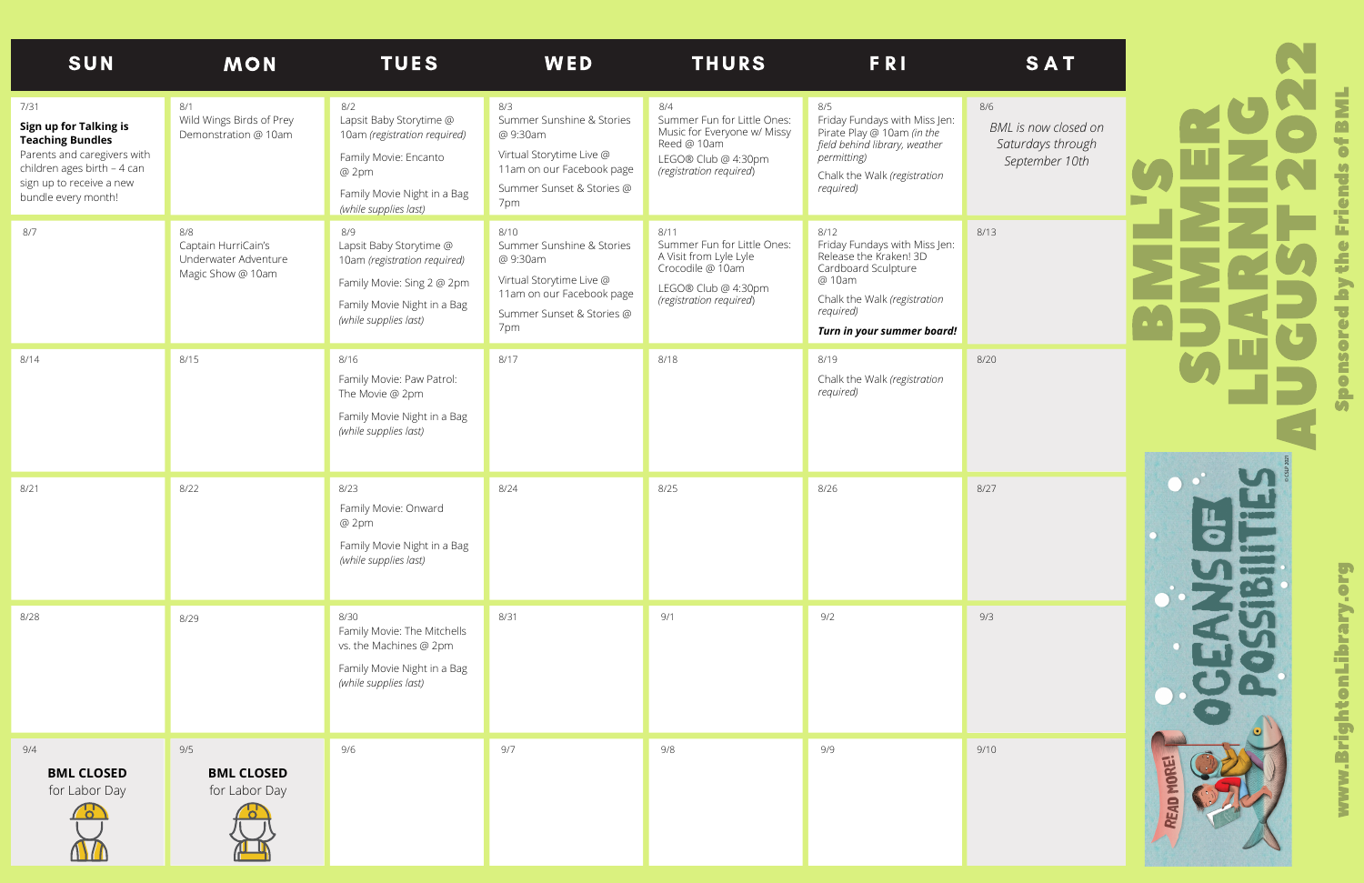# BML'S SUMMER LEARNING AUGUST 2022

Sponsored by the Friends of BML

| SUN | MON | TUES | WED | THURS | FRI | SAT |
|---|---|---|---|---|---|---|
| 7/31 **Sign up for Talking is Teaching Bundles** Parents and caregivers with children ages birth – 4 can sign up to receive a new bundle every month! | 8/1 Wild Wings Birds of Prey Demonstration @ 10am | 8/2 Lapsit Baby Storytime @ 10am *(registration required)* Family Movie: Encanto @ 2pm Family Movie Night in a Bag *(while supplies last)* | 8/3 Summer Sunshine & Stories @ 9:30am Virtual Storytime Live @ 11am on our Facebook page Summer Sunset & Stories @ 7pm | 8/4 Summer Fun for Little Ones: Music for Everyone w/ Missy Reed @ 10am LEGO® Club @ 4:30pm *(registration required)* | 8/5 Friday Fundays with Miss Jen: Pirate Play @ 10am *(in the field behind library, weather permitting)* Chalk the Walk *(registration required)* | 8/6 *BML is now closed on Saturdays through September 10th* |
| 8/7 | 8/8 Captain HurriCain's Underwater Adventure Magic Show @ 10am | 8/9 Lapsit Baby Storytime @ 10am *(registration required)* Family Movie: Sing 2 @ 2pm Family Movie Night in a Bag *(while supplies last)* | 8/10 Summer Sunshine & Stories @ 9:30am Virtual Storytime Live @ 11am on our Facebook page Summer Sunset & Stories @ 7pm | 8/11 Summer Fun for Little Ones: A Visit from Lyle Lyle Crocodile @ 10am LEGO® Club @ 4:30pm *(registration required)* | 8/12 Friday Fundays with Miss Jen: Release the Kraken! 3D Cardboard Sculpture @ 10am Chalk the Walk *(registration required)* ***Turn in your summer board!*** | 8/13 |
| 8/14 | 8/15 | 8/16 Family Movie: Paw Patrol: The Movie @ 2pm Family Movie Night in a Bag *(while supplies last)* | 8/17 | 8/18 | 8/19 Chalk the Walk *(registration required)* | 8/20 |
| 8/21 | 8/22 | 8/23 Family Movie: Onward @ 2pm Family Movie Night in a Bag *(while supplies last)* | 8/24 | 8/25 | 8/26 | 8/27 |
| 8/28 | 8/29 | 8/30 Family Movie: The Mitchells vs. the Machines @ 2pm Family Movie Night in a Bag *(while supplies last)* | 8/31 | 9/1 | 9/2 | 9/3 |
| 9/4 **BML CLOSED** for Labor Day | 9/5 **BML CLOSED** for Labor Day | 9/6 | 9/7 | 9/8 | 9/9 | 9/10 |

OCEANS OF POSSIBILITIES

READ MORE!

www.BrightonLibrary.org